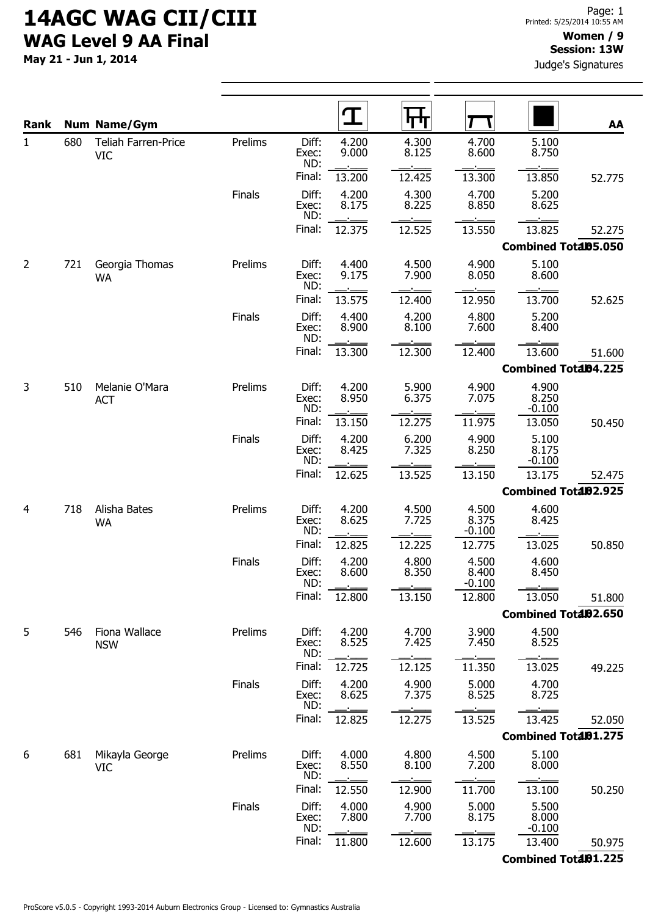# 14AGC WAG CII/CIII

## WAG Level 9 AA Final

May 21 - Jun 1, 2014

**Women / 9**
**Session: 13W**
Judge's Signatures

| Rank | Num | Name/Gym | Round | | Vault | Bars | Beam | Floor | AA |
|---|---|---|---|---|---|---|---|---|---|
| 1 | 680 | Teliah Farren-Price VIC | Prelims | Diff: | 4.200 | 4.300 | 4.700 | 5.100 | |
| | | | | Exec: | 9.000 | 8.125 | 8.600 | 8.750 | |
| | | | | ND: | | | | | |
| | | | | Final: | 13.200 | 12.425 | 13.300 | 13.850 | 52.775 |
| | | | Finals | Diff: | 4.200 | 4.300 | 4.700 | 5.200 | |
| | | | | Exec: | 8.175 | 8.225 | 8.850 | 8.625 | |
| | | | | ND: | | | | | |
| | | | | Final: | 12.375 | 12.525 | 13.550 | 13.825 | 52.275 |
| | | | | | | | | Combined Total | 105.050 |
| 2 | 721 | Georgia Thomas WA | Prelims | Diff: | 4.400 | 4.500 | 4.900 | 5.100 | |
| | | | | Exec: | 9.175 | 7.900 | 8.050 | 8.600 | |
| | | | | ND: | | | | | |
| | | | | Final: | 13.575 | 12.400 | 12.950 | 13.700 | 52.625 |
| | | | Finals | Diff: | 4.400 | 4.200 | 4.800 | 5.200 | |
| | | | | Exec: | 8.900 | 8.100 | 7.600 | 8.400 | |
| | | | | ND: | | | | | |
| | | | | Final: | 13.300 | 12.300 | 12.400 | 13.600 | 51.600 |
| | | | | | | | | Combined Total | 104.225 |
| 3 | 510 | Melanie O'Mara ACT | Prelims | Diff: | 4.200 | 5.900 | 4.900 | 4.900 | |
| | | | | Exec: | 8.950 | 6.375 | 7.075 | 8.250 | |
| | | | | ND: | | | | -0.100 | |
| | | | | Final: | 13.150 | 12.275 | 11.975 | 13.050 | 50.450 |
| | | | Finals | Diff: | 4.200 | 6.200 | 4.900 | 5.100 | |
| | | | | Exec: | 8.425 | 7.325 | 8.250 | 8.175 | |
| | | | | ND: | | | | -0.100 | |
| | | | | Final: | 12.625 | 13.525 | 13.150 | 13.175 | 52.475 |
| | | | | | | | | Combined Total | 102.925 |
| 4 | 718 | Alisha Bates WA | Prelims | Diff: | 4.200 | 4.500 | 4.500 | 4.600 | |
| | | | | Exec: | 8.625 | 7.725 | 8.375 | 8.425 | |
| | | | | ND: | | | -0.100 | | |
| | | | | Final: | 12.825 | 12.225 | 12.775 | 13.025 | 50.850 |
| | | | Finals | Diff: | 4.200 | 4.800 | 4.500 | 4.600 | |
| | | | | Exec: | 8.600 | 8.350 | 8.400 | 8.450 | |
| | | | | ND: | | | -0.100 | | |
| | | | | Final: | 12.800 | 13.150 | 12.800 | 13.050 | 51.800 |
| | | | | | | | | Combined Total | 102.650 |
| 5 | 546 | Fiona Wallace NSW | Prelims | Diff: | 4.200 | 4.700 | 3.900 | 4.500 | |
| | | | | Exec: | 8.525 | 7.425 | 7.450 | 8.525 | |
| | | | | ND: | | | | | |
| | | | | Final: | 12.725 | 12.125 | 11.350 | 13.025 | 49.225 |
| | | | Finals | Diff: | 4.200 | 4.900 | 5.000 | 4.700 | |
| | | | | Exec: | 8.625 | 7.375 | 8.525 | 8.725 | |
| | | | | ND: | | | | | |
| | | | | Final: | 12.825 | 12.275 | 13.525 | 13.425 | 52.050 |
| | | | | | | | | Combined Total | 101.275 |
| 6 | 681 | Mikayla George VIC | Prelims | Diff: | 4.000 | 4.800 | 4.500 | 5.100 | |
| | | | | Exec: | 8.550 | 8.100 | 7.200 | 8.000 | |
| | | | | ND: | | | | | |
| | | | | Final: | 12.550 | 12.900 | 11.700 | 13.100 | 50.250 |
| | | | Finals | Diff: | 4.000 | 4.900 | 5.000 | 5.500 | |
| | | | | Exec: | 7.800 | 7.700 | 8.175 | 8.000 | |
| | | | | ND: | | | | -0.100 | |
| | | | | Final: | 11.800 | 12.600 | 13.175 | 13.400 | 50.975 |
| | | | | | | | | Combined Total | 101.225 |

ProScore v5.0.5 - Copyright 1993-2014 Auburn Electronics Group - Licensed to: Gymnastics Australia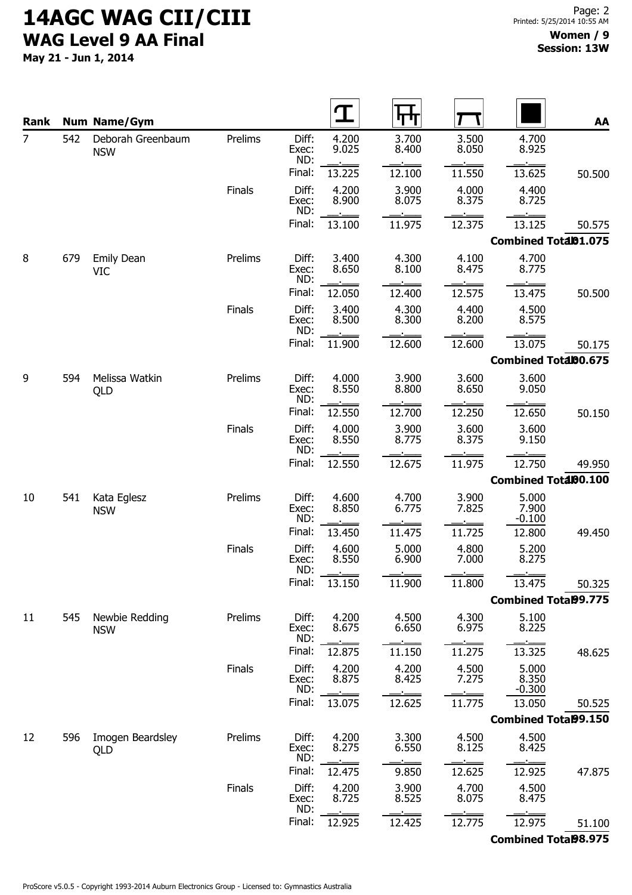# 14AGC WAG CII/CIII

## WAG Level 9 AA Final

**May 21 - Jun 1, 2014**

**Women / 9**
**Session: 13W**

| Rank | Num | Name/Gym | | | Vault | Bars | Beam | Floor | AA |
|---|---|---|---|---|---|---|---|---|---|
| 7 | 542 | Deborah Greenbaum NSW | Prelims | Diff: | 4.200 | 3.700 | 3.500 | 4.700 | |
| | | | | Exec: | 9.025 | 8.400 | 8.050 | 8.925 | |
| | | | | ND: | | | | | |
| | | | | Final: | 13.225 | 12.100 | 11.550 | 13.625 | 50.500 |
| | | | Finals | Diff: | 4.200 | 3.900 | 4.000 | 4.400 | |
| | | | | Exec: | 8.900 | 8.075 | 8.375 | 8.725 | |
| | | | | ND: | | | | | |
| | | | | Final: | 13.100 | 11.975 | 12.375 | 13.125 | 50.575 |
| | | | | | | | | **Combined Total** | **101.075** |
| 8 | 679 | Emily Dean VIC | Prelims | Diff: | 3.400 | 4.300 | 4.100 | 4.700 | |
| | | | | Exec: | 8.650 | 8.100 | 8.475 | 8.775 | |
| | | | | ND: | | | | | |
| | | | | Final: | 12.050 | 12.400 | 12.575 | 13.475 | 50.500 |
| | | | Finals | Diff: | 3.400 | 4.300 | 4.400 | 4.500 | |
| | | | | Exec: | 8.500 | 8.300 | 8.200 | 8.575 | |
| | | | | ND: | | | | | |
| | | | | Final: | 11.900 | 12.600 | 12.600 | 13.075 | 50.175 |
| | | | | | | | | **Combined Total** | **100.675** |
| 9 | 594 | Melissa Watkin QLD | Prelims | Diff: | 4.000 | 3.900 | 3.600 | 3.600 | |
| | | | | Exec: | 8.550 | 8.800 | 8.650 | 9.050 | |
| | | | | ND: | | | | | |
| | | | | Final: | 12.550 | 12.700 | 12.250 | 12.650 | 50.150 |
| | | | Finals | Diff: | 4.000 | 3.900 | 3.600 | 3.600 | |
| | | | | Exec: | 8.550 | 8.775 | 8.375 | 9.150 | |
| | | | | ND: | | | | | |
| | | | | Final: | 12.550 | 12.675 | 11.975 | 12.750 | 49.950 |
| | | | | | | | | **Combined Total** | **100.100** |
| 10 | 541 | Kata Eglesz NSW | Prelims | Diff: | 4.600 | 4.700 | 3.900 | 5.000 | |
| | | | | Exec: | 8.850 | 6.775 | 7.825 | 7.900 | |
| | | | | ND: | | | | -0.100 | |
| | | | | Final: | 13.450 | 11.475 | 11.725 | 12.800 | 49.450 |
| | | | Finals | Diff: | 4.600 | 5.000 | 4.800 | 5.200 | |
| | | | | Exec: | 8.550 | 6.900 | 7.000 | 8.275 | |
| | | | | ND: | | | | | |
| | | | | Final: | 13.150 | 11.900 | 11.800 | 13.475 | 50.325 |
| | | | | | | | | **Combined Total** | **99.775** |
| 11 | 545 | Newbie Redding NSW | Prelims | Diff: | 4.200 | 4.500 | 4.300 | 5.100 | |
| | | | | Exec: | 8.675 | 6.650 | 6.975 | 8.225 | |
| | | | | ND: | | | | | |
| | | | | Final: | 12.875 | 11.150 | 11.275 | 13.325 | 48.625 |
| | | | Finals | Diff: | 4.200 | 4.200 | 4.500 | 5.000 | |
| | | | | Exec: | 8.875 | 8.425 | 7.275 | 8.350 | |
| | | | | ND: | | | | -0.300 | |
| | | | | Final: | 13.075 | 12.625 | 11.775 | 13.050 | 50.525 |
| | | | | | | | | **Combined Total** | **99.150** |
| 12 | 596 | Imogen Beardsley QLD | Prelims | Diff: | 4.200 | 3.300 | 4.500 | 4.500 | |
| | | | | Exec: | 8.275 | 6.550 | 8.125 | 8.425 | |
| | | | | ND: | | | | | |
| | | | | Final: | 12.475 | 9.850 | 12.625 | 12.925 | 47.875 |
| | | | Finals | Diff: | 4.200 | 3.900 | 4.700 | 4.500 | |
| | | | | Exec: | 8.725 | 8.525 | 8.075 | 8.475 | |
| | | | | ND: | | | | | |
| | | | | Final: | 12.925 | 12.425 | 12.775 | 12.975 | 51.100 |
| | | | | | | | | **Combined Total** | **98.975** |

ProScore v5.0.5 - Copyright 1993-2014 Auburn Electronics Group - Licensed to: Gymnastics Australia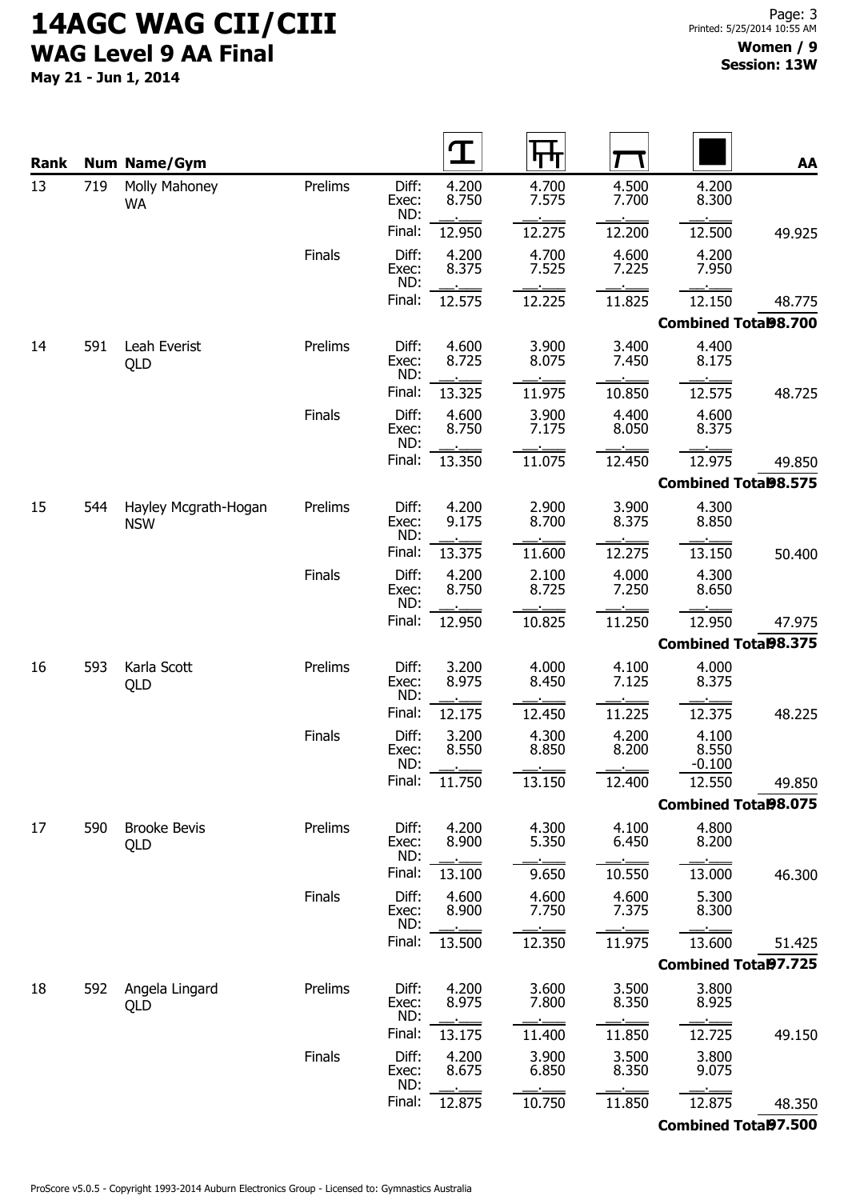# 14AGC WAG CII/CIII
## WAG Level 9 AA Final

**May 21 - Jun 1, 2014**

**Women / 9**
**Session: 13W**

| Rank | Num | Name/Gym | | | Vault | Bars | Beam | Floor | AA |
|---|---|---|---|---|---|---|---|---|---|
| 13 | 719 | Molly Mahoney WA | Prelims | Diff: | 4.200 | 4.700 | 4.500 | 4.200 | |
| | | | | Exec: | 8.750 | 7.575 | 7.700 | 8.300 | |
| | | | | ND: | | | | | |
| | | | | Final: | 12.950 | 12.275 | 12.200 | 12.500 | 49.925 |
| | | | Finals | Diff: | 4.200 | 4.700 | 4.600 | 4.200 | |
| | | | | Exec: | 8.375 | 7.525 | 7.225 | 7.950 | |
| | | | | ND: | | | | | |
| | | | | Final: | 12.575 | 12.225 | 11.825 | 12.150 | 48.775 |
| | | | | | | | | Combined Total | 98.700 |
| 14 | 591 | Leah Everist QLD | Prelims | Diff: | 4.600 | 3.900 | 3.400 | 4.400 | |
| | | | | Exec: | 8.725 | 8.075 | 7.450 | 8.175 | |
| | | | | ND: | | | | | |
| | | | | Final: | 13.325 | 11.975 | 10.850 | 12.575 | 48.725 |
| | | | Finals | Diff: | 4.600 | 3.900 | 4.400 | 4.600 | |
| | | | | Exec: | 8.750 | 7.175 | 8.050 | 8.375 | |
| | | | | ND: | | | | | |
| | | | | Final: | 13.350 | 11.075 | 12.450 | 12.975 | 49.850 |
| | | | | | | | | Combined Total | 98.575 |
| 15 | 544 | Hayley Mcgrath-Hogan NSW | Prelims | Diff: | 4.200 | 2.900 | 3.900 | 4.300 | |
| | | | | Exec: | 9.175 | 8.700 | 8.375 | 8.850 | |
| | | | | ND: | | | | | |
| | | | | Final: | 13.375 | 11.600 | 12.275 | 13.150 | 50.400 |
| | | | Finals | Diff: | 4.200 | 2.100 | 4.000 | 4.300 | |
| | | | | Exec: | 8.750 | 8.725 | 7.250 | 8.650 | |
| | | | | ND: | | | | | |
| | | | | Final: | 12.950 | 10.825 | 11.250 | 12.950 | 47.975 |
| | | | | | | | | Combined Total | 98.375 |
| 16 | 593 | Karla Scott QLD | Prelims | Diff: | 3.200 | 4.000 | 4.100 | 4.000 | |
| | | | | Exec: | 8.975 | 8.450 | 7.125 | 8.375 | |
| | | | | ND: | | | | | |
| | | | | Final: | 12.175 | 12.450 | 11.225 | 12.375 | 48.225 |
| | | | Finals | Diff: | 3.200 | 4.300 | 4.200 | 4.100 | |
| | | | | Exec: | 8.550 | 8.850 | 8.200 | 8.550 | |
| | | | | ND: | | | | -0.100 | |
| | | | | Final: | 11.750 | 13.150 | 12.400 | 12.550 | 49.850 |
| | | | | | | | | Combined Total | 98.075 |
| 17 | 590 | Brooke Bevis QLD | Prelims | Diff: | 4.200 | 4.300 | 4.100 | 4.800 | |
| | | | | Exec: | 8.900 | 5.350 | 6.450 | 8.200 | |
| | | | | ND: | | | | | |
| | | | | Final: | 13.100 | 9.650 | 10.550 | 13.000 | 46.300 |
| | | | Finals | Diff: | 4.600 | 4.600 | 4.600 | 5.300 | |
| | | | | Exec: | 8.900 | 7.750 | 7.375 | 8.300 | |
| | | | | ND: | | | | | |
| | | | | Final: | 13.500 | 12.350 | 11.975 | 13.600 | 51.425 |
| | | | | | | | | Combined Total | 97.725 |
| 18 | 592 | Angela Lingard QLD | Prelims | Diff: | 4.200 | 3.600 | 3.500 | 3.800 | |
| | | | | Exec: | 8.975 | 7.800 | 8.350 | 8.925 | |
| | | | | ND: | | | | | |
| | | | | Final: | 13.175 | 11.400 | 11.850 | 12.725 | 49.150 |
| | | | Finals | Diff: | 4.200 | 3.900 | 3.500 | 3.800 | |
| | | | | Exec: | 8.675 | 6.850 | 8.350 | 9.075 | |
| | | | | ND: | | | | | |
| | | | | Final: | 12.875 | 10.750 | 11.850 | 12.875 | 48.350 |
| | | | | | | | | Combined Total | 97.500 |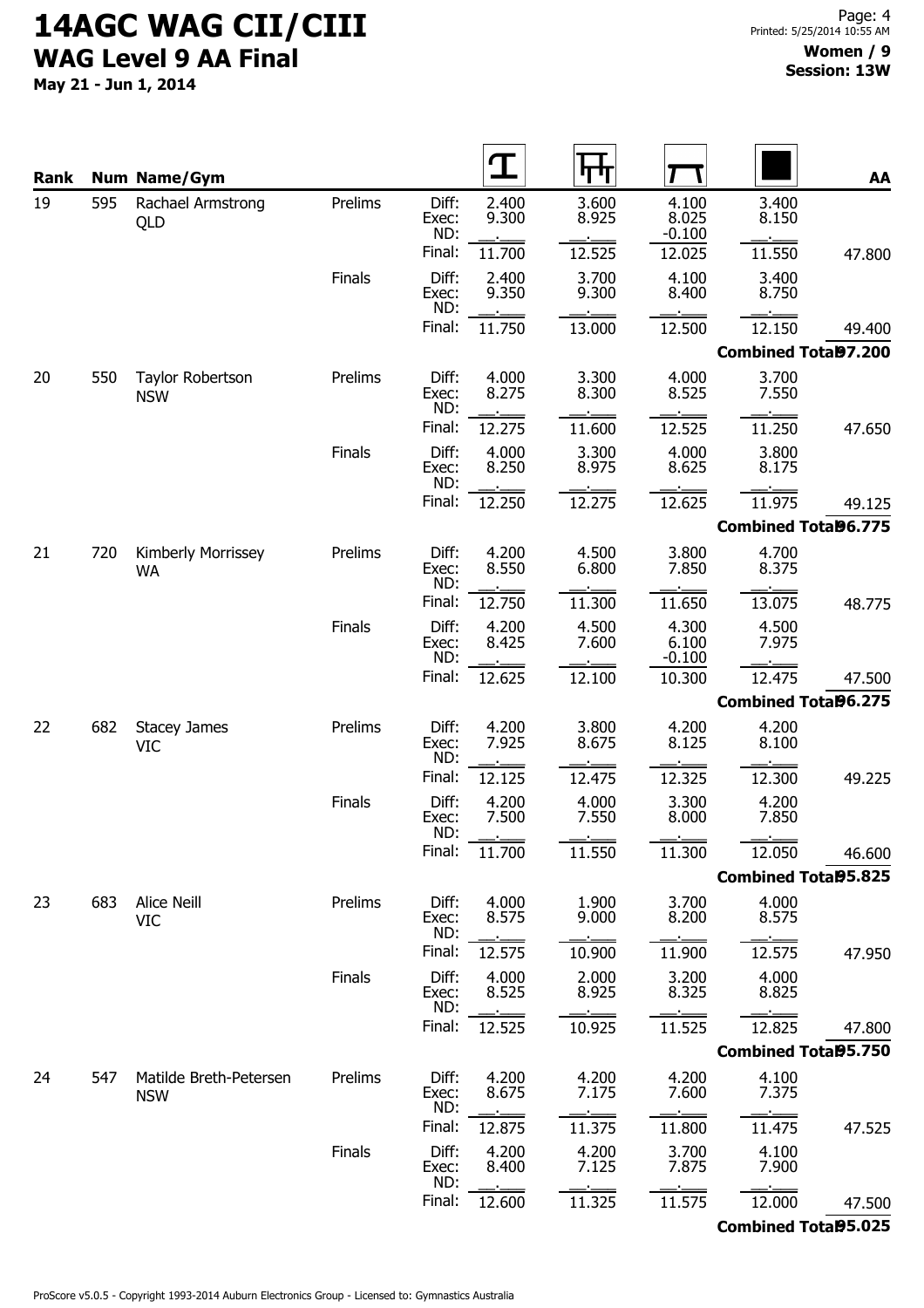# 14AGC WAG CII/CIII

## WAG Level 9 AA Final

**May 21 - Jun 1, 2014**

**Women / 9**
**Session: 13W**

| Rank | Num | Name/Gym | | | Vault | Bars | Beam | Floor | AA |
|---|---|---|---|---|---|---|---|---|---|
| 19 | 595 | Rachael Armstrong QLD | Prelims | Diff: | 2.400 | 3.600 | 4.100 | 3.400 | |
| | | | | Exec: | 9.300 | 8.925 | 8.025 | 8.150 | |
| | | | | ND: | | | -0.100 | | |
| | | | | Final: | 11.700 | 12.525 | 12.025 | 11.550 | 47.800 |
| | | | Finals | Diff: | 2.400 | 3.700 | 4.100 | 3.400 | |
| | | | | Exec: | 9.350 | 9.300 | 8.400 | 8.750 | |
| | | | | ND: | | | | | |
| | | | | Final: | 11.750 | 13.000 | 12.500 | 12.150 | 49.400 |
| | | | | | | | | **Combined Total** | **97.200** |
| 20 | 550 | Taylor Robertson NSW | Prelims | Diff: | 4.000 | 3.300 | 4.000 | 3.700 | |
| | | | | Exec: | 8.275 | 8.300 | 8.525 | 7.550 | |
| | | | | ND: | | | | | |
| | | | | Final: | 12.275 | 11.600 | 12.525 | 11.250 | 47.650 |
| | | | Finals | Diff: | 4.000 | 3.300 | 4.000 | 3.800 | |
| | | | | Exec: | 8.250 | 8.975 | 8.625 | 8.175 | |
| | | | | ND: | | | | | |
| | | | | Final: | 12.250 | 12.275 | 12.625 | 11.975 | 49.125 |
| | | | | | | | | **Combined Total** | **96.775** |
| 21 | 720 | Kimberly Morrissey WA | Prelims | Diff: | 4.200 | 4.500 | 3.800 | 4.700 | |
| | | | | Exec: | 8.550 | 6.800 | 7.850 | 8.375 | |
| | | | | ND: | | | | | |
| | | | | Final: | 12.750 | 11.300 | 11.650 | 13.075 | 48.775 |
| | | | Finals | Diff: | 4.200 | 4.500 | 4.300 | 4.500 | |
| | | | | Exec: | 8.425 | 7.600 | 6.100 | 7.975 | |
| | | | | ND: | | | -0.100 | | |
| | | | | Final: | 12.625 | 12.100 | 10.300 | 12.475 | 47.500 |
| | | | | | | | | **Combined Total** | **96.275** |
| 22 | 682 | Stacey James VIC | Prelims | Diff: | 4.200 | 3.800 | 4.200 | 4.200 | |
| | | | | Exec: | 7.925 | 8.675 | 8.125 | 8.100 | |
| | | | | ND: | | | | | |
| | | | | Final: | 12.125 | 12.475 | 12.325 | 12.300 | 49.225 |
| | | | Finals | Diff: | 4.200 | 4.000 | 3.300 | 4.200 | |
| | | | | Exec: | 7.500 | 7.550 | 8.000 | 7.850 | |
| | | | | ND: | | | | | |
| | | | | Final: | 11.700 | 11.550 | 11.300 | 12.050 | 46.600 |
| | | | | | | | | **Combined Total** | **95.825** |
| 23 | 683 | Alice Neill VIC | Prelims | Diff: | 4.000 | 1.900 | 3.700 | 4.000 | |
| | | | | Exec: | 8.575 | 9.000 | 8.200 | 8.575 | |
| | | | | ND: | | | | | |
| | | | | Final: | 12.575 | 10.900 | 11.900 | 12.575 | 47.950 |
| | | | Finals | Diff: | 4.000 | 2.000 | 3.200 | 4.000 | |
| | | | | Exec: | 8.525 | 8.925 | 8.325 | 8.825 | |
| | | | | ND: | | | | | |
| | | | | Final: | 12.525 | 10.925 | 11.525 | 12.825 | 47.800 |
| | | | | | | | | **Combined Total** | **95.750** |
| 24 | 547 | Matilde Breth-Petersen NSW | Prelims | Diff: | 4.200 | 4.200 | 4.200 | 4.100 | |
| | | | | Exec: | 8.675 | 7.175 | 7.600 | 7.375 | |
| | | | | ND: | | | | | |
| | | | | Final: | 12.875 | 11.375 | 11.800 | 11.475 | 47.525 |
| | | | Finals | Diff: | 4.200 | 4.200 | 3.700 | 4.100 | |
| | | | | Exec: | 8.400 | 7.125 | 7.875 | 7.900 | |
| | | | | ND: | | | | | |
| | | | | Final: | 12.600 | 11.325 | 11.575 | 12.000 | 47.500 |
| | | | | | | | | **Combined Total** | **95.025** |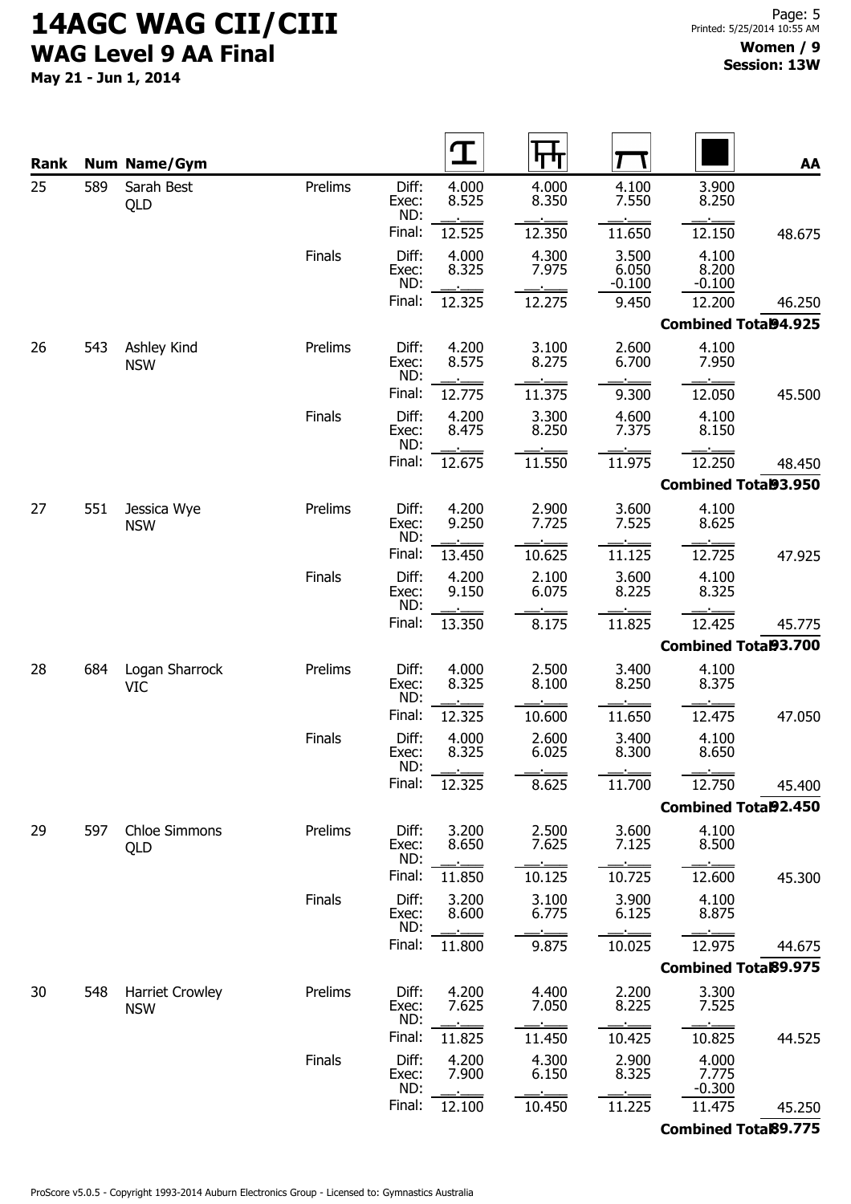# 14AGC WAG CII/CIII

## WAG Level 9 AA Final

**May 21 - Jun 1, 2014**

**Women / 9**
**Session: 13W**

| Rank | Num | Name/Gym | | | Vault | Bars | Beam | Floor | AA |
|---|---|---|---|---|---|---|---|---|---|
| 25 | 589 | Sarah Best QLD | Prelims | Diff: | 4.000 | 4.000 | 4.100 | 3.900 | |
| | | | | Exec: | 8.525 | 8.350 | 7.550 | 8.250 | |
| | | | | ND: | | | | | |
| | | | | Final: | 12.525 | 12.350 | 11.650 | 12.150 | 48.675 |
| | | | Finals | Diff: | 4.000 | 4.300 | 3.500 | 4.100 | |
| | | | | Exec: | 8.325 | 7.975 | 6.050 | 8.200 | |
| | | | | ND: | | | -0.100 | -0.100 | |
| | | | | Final: | 12.325 | 12.275 | 9.450 | 12.200 | 46.250 |
| | | | | | | | | Combined Total | 94.925 |
| 26 | 543 | Ashley Kind NSW | Prelims | Diff: | 4.200 | 3.100 | 2.600 | 4.100 | |
| | | | | Exec: | 8.575 | 8.275 | 6.700 | 7.950 | |
| | | | | ND: | | | | | |
| | | | | Final: | 12.775 | 11.375 | 9.300 | 12.050 | 45.500 |
| | | | Finals | Diff: | 4.200 | 3.300 | 4.600 | 4.100 | |
| | | | | Exec: | 8.475 | 8.250 | 7.375 | 8.150 | |
| | | | | ND: | | | | | |
| | | | | Final: | 12.675 | 11.550 | 11.975 | 12.250 | 48.450 |
| | | | | | | | | Combined Total | 93.950 |
| 27 | 551 | Jessica Wye NSW | Prelims | Diff: | 4.200 | 2.900 | 3.600 | 4.100 | |
| | | | | Exec: | 9.250 | 7.725 | 7.525 | 8.625 | |
| | | | | ND: | | | | | |
| | | | | Final: | 13.450 | 10.625 | 11.125 | 12.725 | 47.925 |
| | | | Finals | Diff: | 4.200 | 2.100 | 3.600 | 4.100 | |
| | | | | Exec: | 9.150 | 6.075 | 8.225 | 8.325 | |
| | | | | ND: | | | | | |
| | | | | Final: | 13.350 | 8.175 | 11.825 | 12.425 | 45.775 |
| | | | | | | | | Combined Total | 93.700 |
| 28 | 684 | Logan Sharrock VIC | Prelims | Diff: | 4.000 | 2.500 | 3.400 | 4.100 | |
| | | | | Exec: | 8.325 | 8.100 | 8.250 | 8.375 | |
| | | | | ND: | | | | | |
| | | | | Final: | 12.325 | 10.600 | 11.650 | 12.475 | 47.050 |
| | | | Finals | Diff: | 4.000 | 2.600 | 3.400 | 4.100 | |
| | | | | Exec: | 8.325 | 6.025 | 8.300 | 8.650 | |
| | | | | ND: | | | | | |
| | | | | Final: | 12.325 | 8.625 | 11.700 | 12.750 | 45.400 |
| | | | | | | | | Combined Total | 92.450 |
| 29 | 597 | Chloe Simmons QLD | Prelims | Diff: | 3.200 | 2.500 | 3.600 | 4.100 | |
| | | | | Exec: | 8.650 | 7.625 | 7.125 | 8.500 | |
| | | | | ND: | | | | | |
| | | | | Final: | 11.850 | 10.125 | 10.725 | 12.600 | 45.300 |
| | | | Finals | Diff: | 3.200 | 3.100 | 3.900 | 4.100 | |
| | | | | Exec: | 8.600 | 6.775 | 6.125 | 8.875 | |
| | | | | ND: | | | | | |
| | | | | Final: | 11.800 | 9.875 | 10.025 | 12.975 | 44.675 |
| | | | | | | | | Combined Total | 89.975 |
| 30 | 548 | Harriet Crowley NSW | Prelims | Diff: | 4.200 | 4.400 | 2.200 | 3.300 | |
| | | | | Exec: | 7.625 | 7.050 | 8.225 | 7.525 | |
| | | | | ND: | | | | | |
| | | | | Final: | 11.825 | 11.450 | 10.425 | 10.825 | 44.525 |
| | | | Finals | Diff: | 4.200 | 4.300 | 2.900 | 4.000 | |
| | | | | Exec: | 7.900 | 6.150 | 8.325 | 7.775 | |
| | | | | ND: | | | | -0.300 | |
| | | | | Final: | 12.100 | 10.450 | 11.225 | 11.475 | 45.250 |
| | | | | | | | | Combined Total | 89.775 |